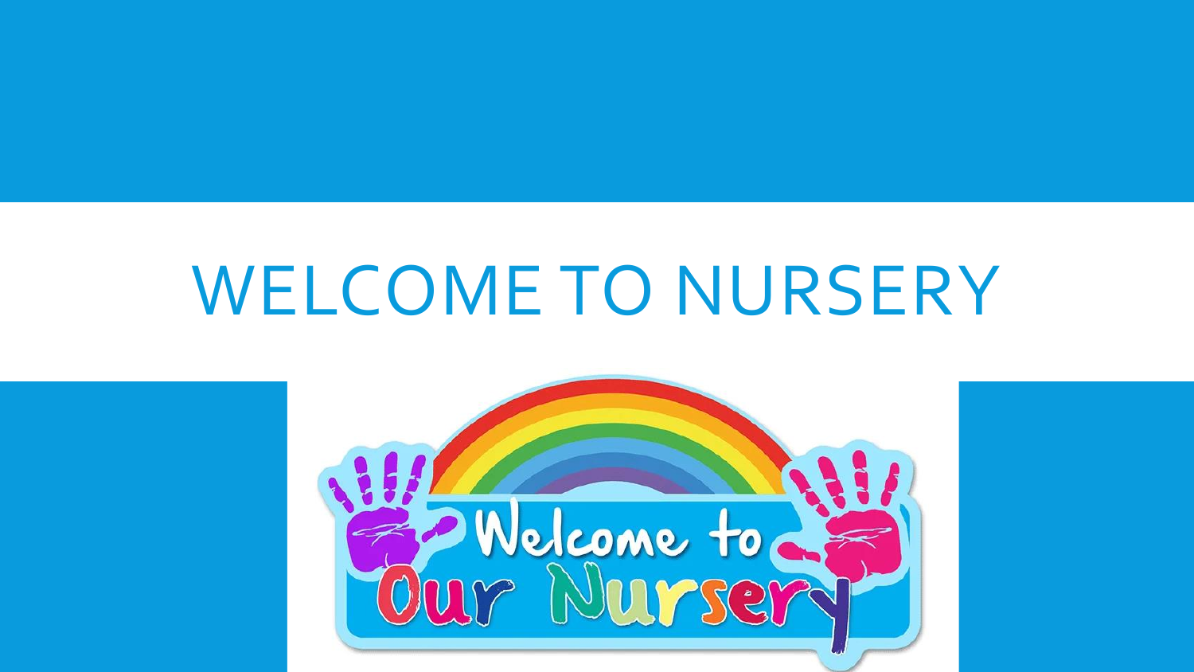# WELCOME TO NURSERY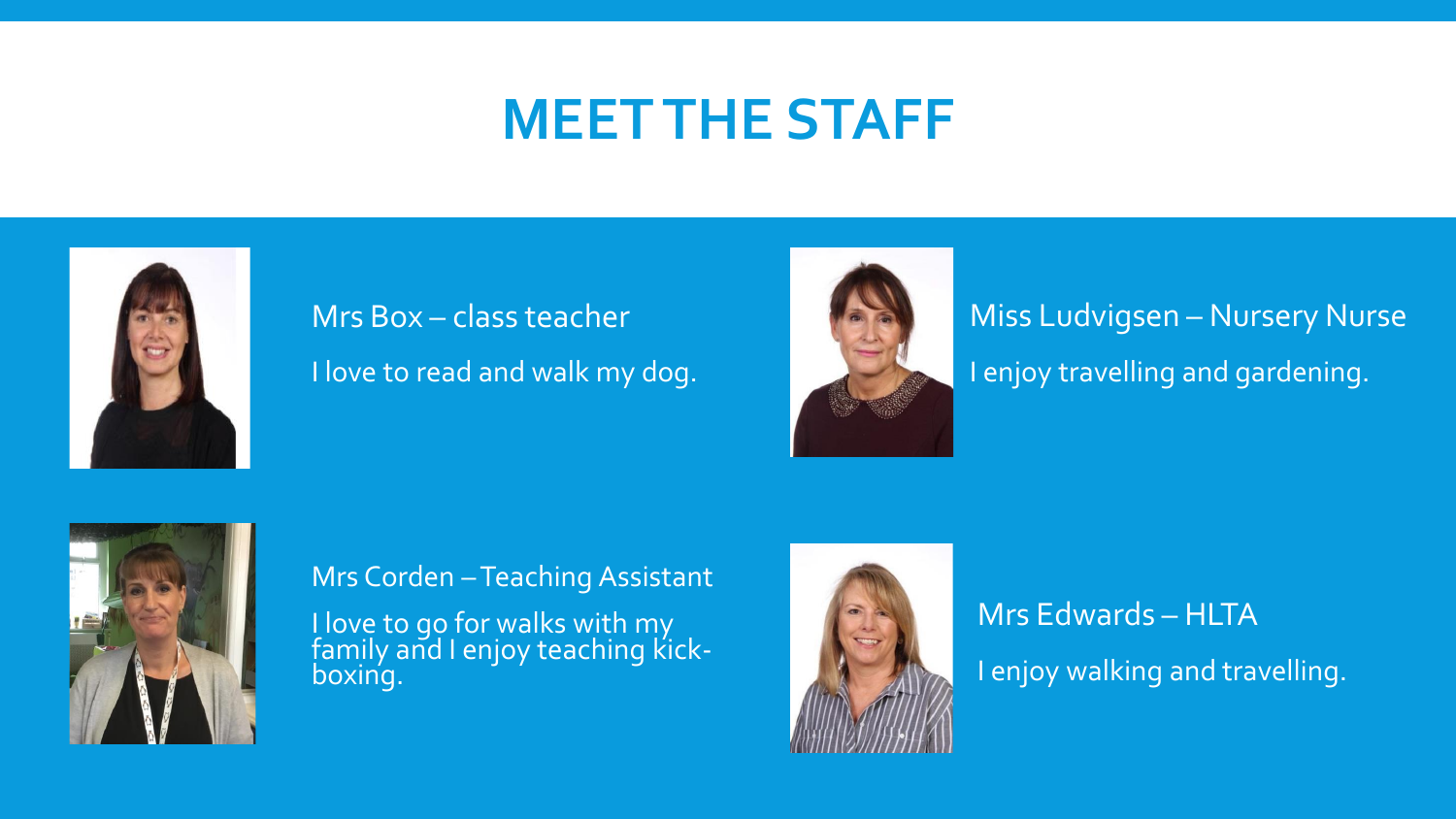# MEET THE STAFF

Mrs Box – class teacher

I love to read and walk my dog.

Miss Ludvigsen – Nursery Nurse

I enjoy travelling and gardening.

Mrs Corden – Teaching Assistant

I love to go for walks with my family and I enjoy teaching kick-boxing.

Mrs Edwards – HLTA

I enjoy walking and travelling.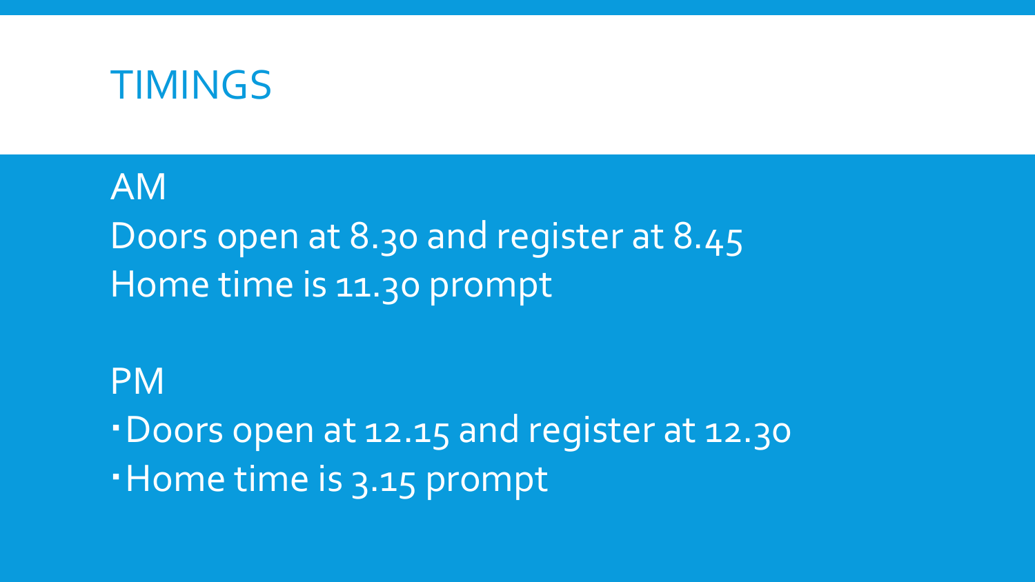# TIMINGS

AM

Doors open at 8.30 and register at 8.45

Home time is 11.30 prompt

PM

- Doors open at 12.15 and register at 12.30
- Home time is 3.15 prompt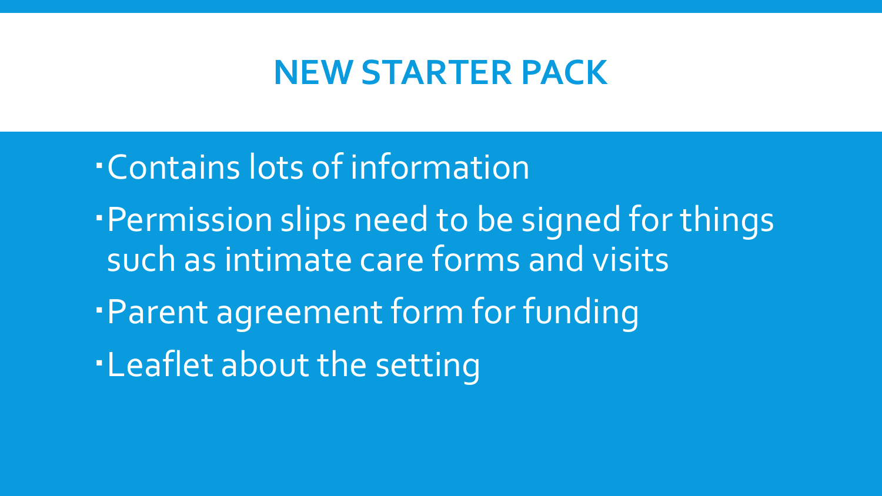# NEW STARTER PACK

- Contains lots of information
- Permission slips need to be signed for things such as intimate care forms and visits
- Parent agreement form for funding
- Leaflet about the setting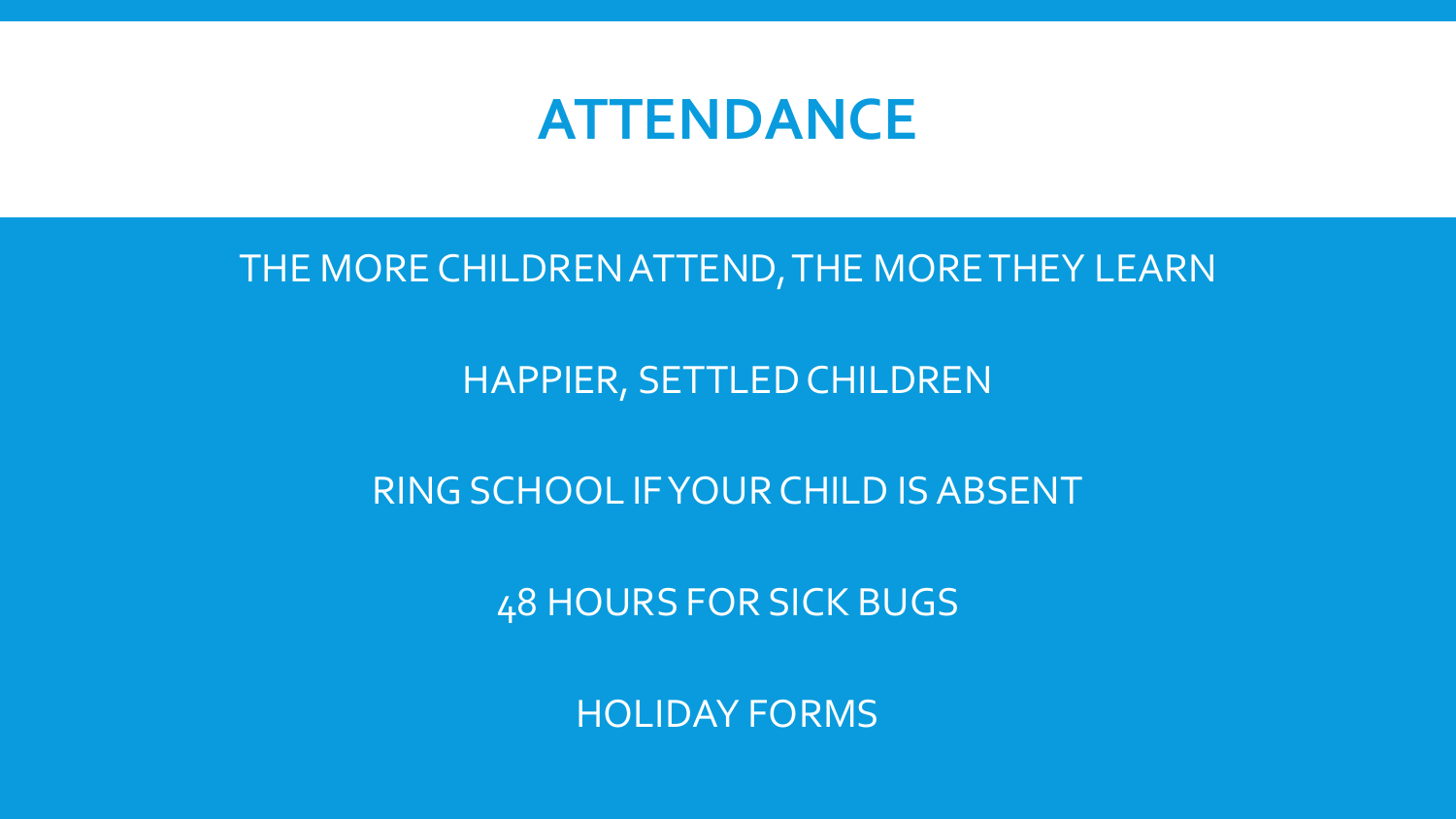# ATTENDANCE

THE MORE CHILDREN ATTEND, THE MORE THEY LEARN

HAPPIER, SETTLED CHILDREN

RING SCHOOL IF YOUR CHILD IS ABSENT

48 HOURS FOR SICK BUGS

HOLIDAY FORMS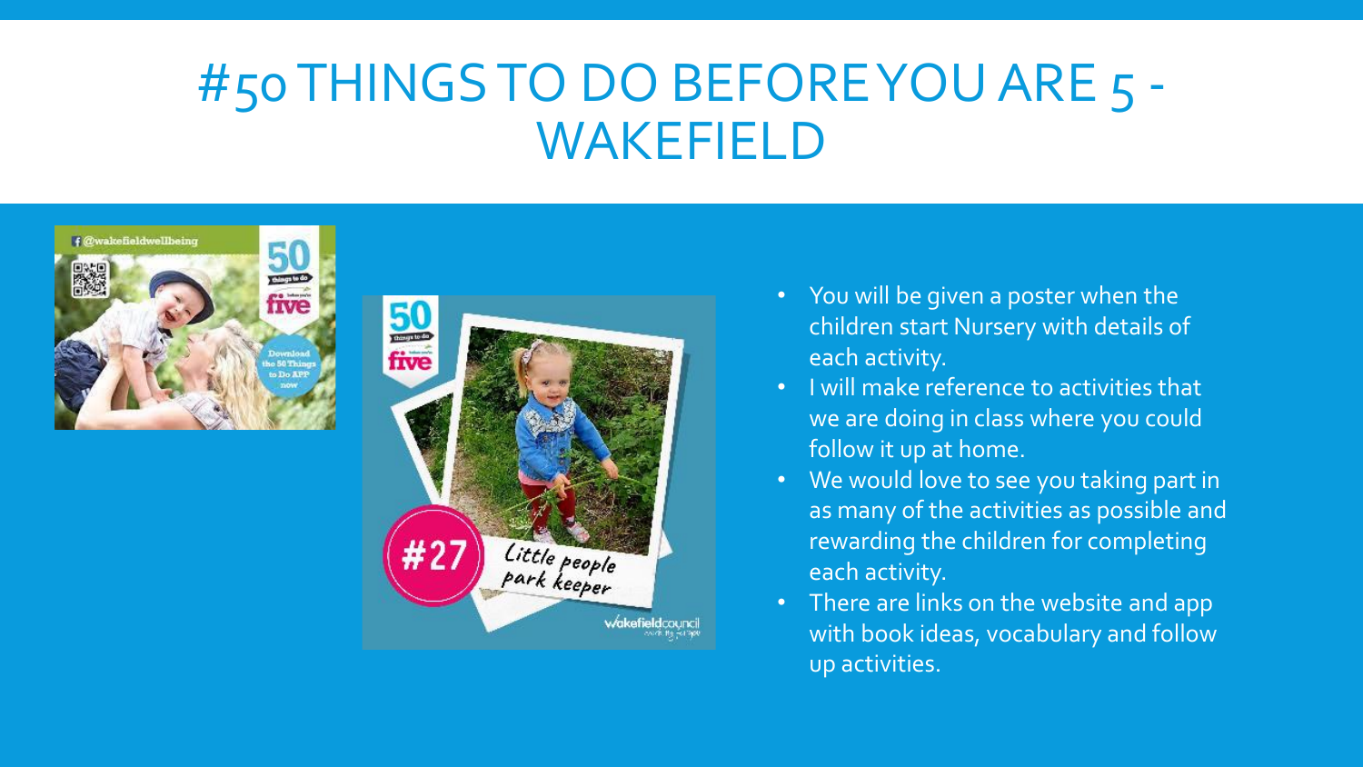# #50 THINGS TO DO BEFORE YOU ARE 5 - WAKEFIELD

- You will be given a poster when the children start Nursery with details of each activity.
- I will make reference to activities that we are doing in class where you could follow it up at home.
- We would love to see you taking part in as many of the activities as possible and rewarding the children for completing each activity.
- There are links on the website and app with book ideas, vocabulary and follow up activities.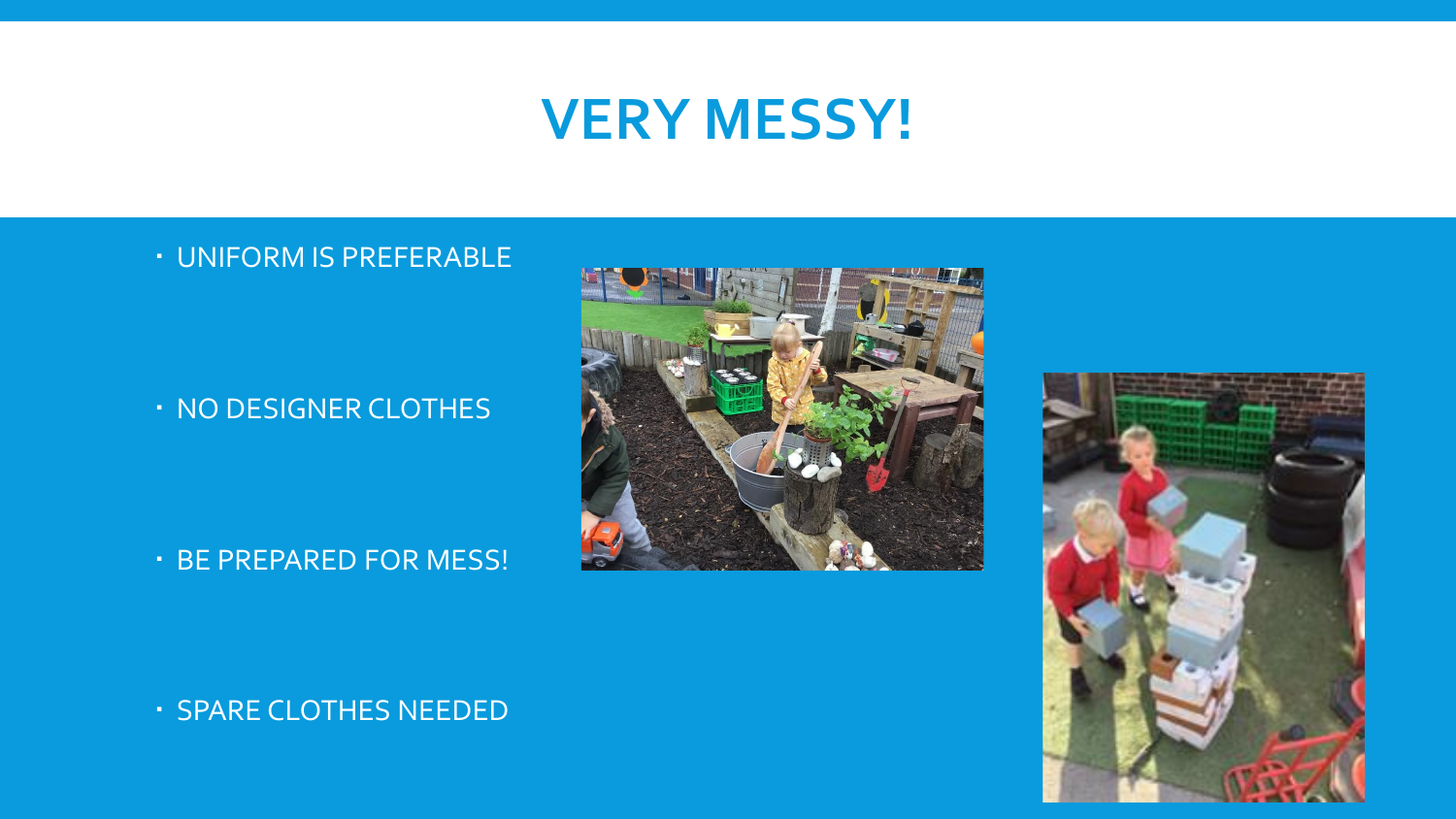# VERY MESSY!

- UNIFORM IS PREFERABLE
- NO DESIGNER CLOTHES
- BE PREPARED FOR MESS!
- SPARE CLOTHES NEEDED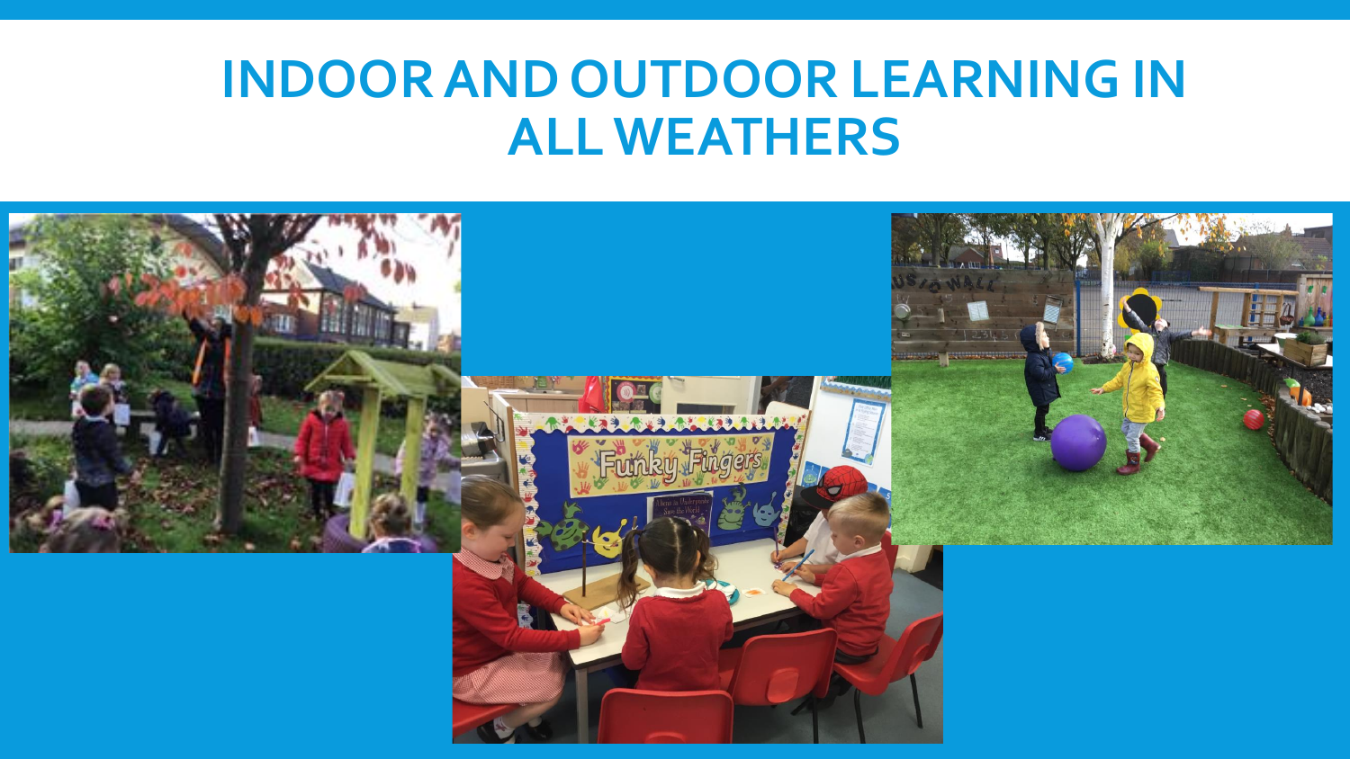# INDOOR AND OUTDOOR LEARNING IN ALL WEATHERS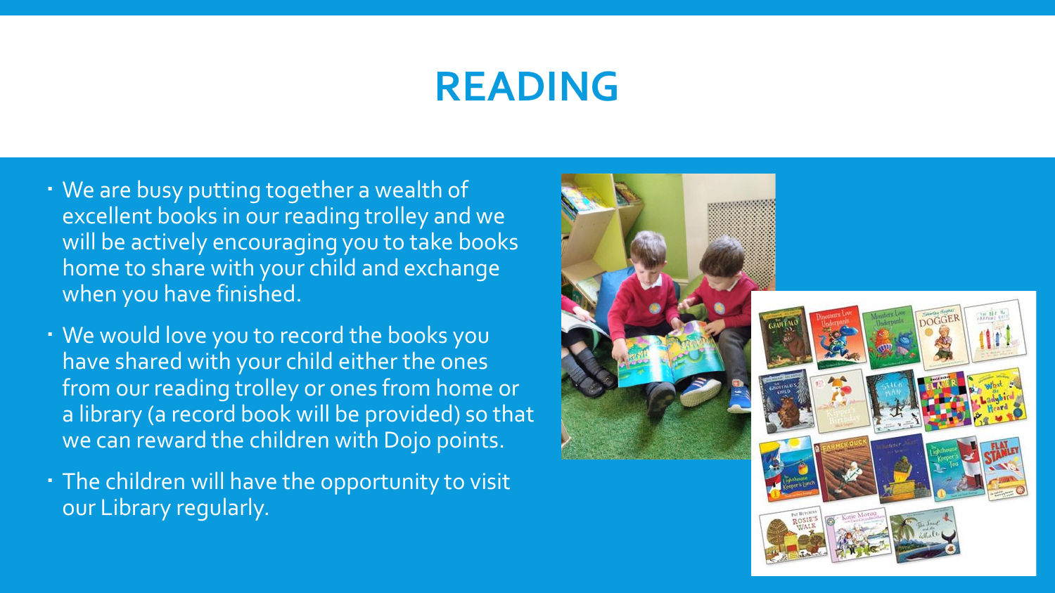# READING

- We are busy putting together a wealth of excellent books in our reading trolley and we will be actively encouraging you to take books home to share with your child and exchange when you have finished.
- We would love you to record the books you have shared with your child either the ones from our reading trolley or ones from home or a library (a record book will be provided) so that we can reward the children with Dojo points.
- The children will have the opportunity to visit our Library regularly.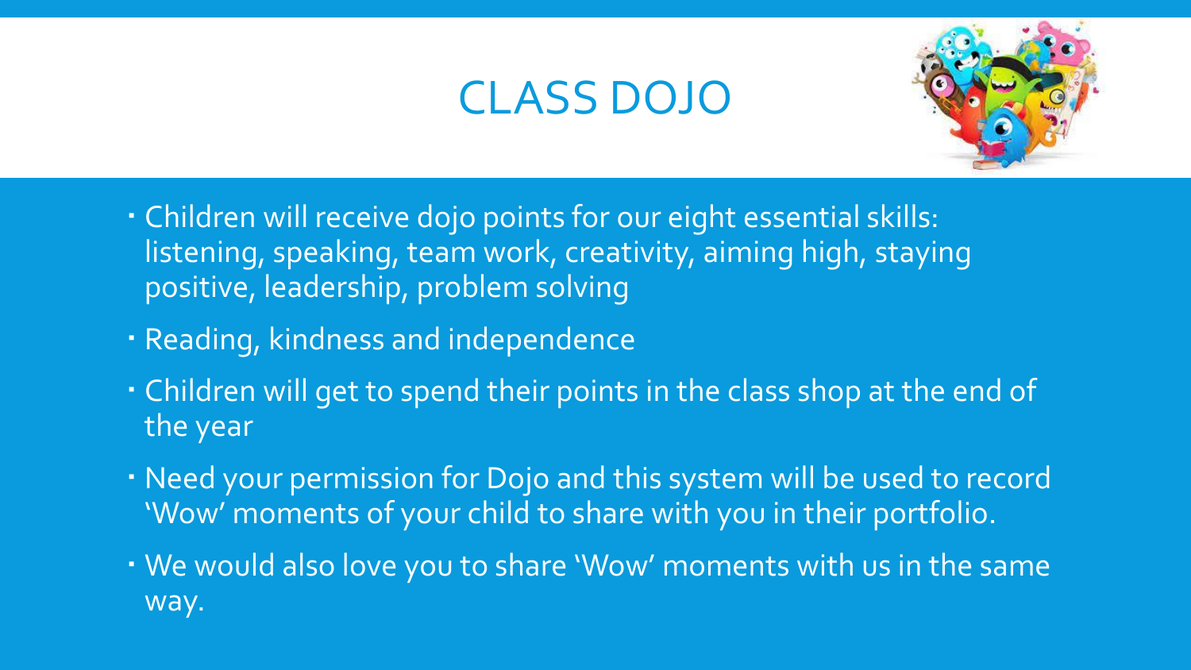# CLASS DOJO

- Children will receive dojo points for our eight essential skills: listening, speaking, team work, creativity, aiming high, staying positive, leadership, problem solving
- Reading, kindness and independence
- Children will get to spend their points in the class shop at the end of the year
- Need your permission for Dojo and this system will be used to record 'Wow' moments of your child to share with you in their portfolio.
- We would also love you to share 'Wow' moments with us in the same way.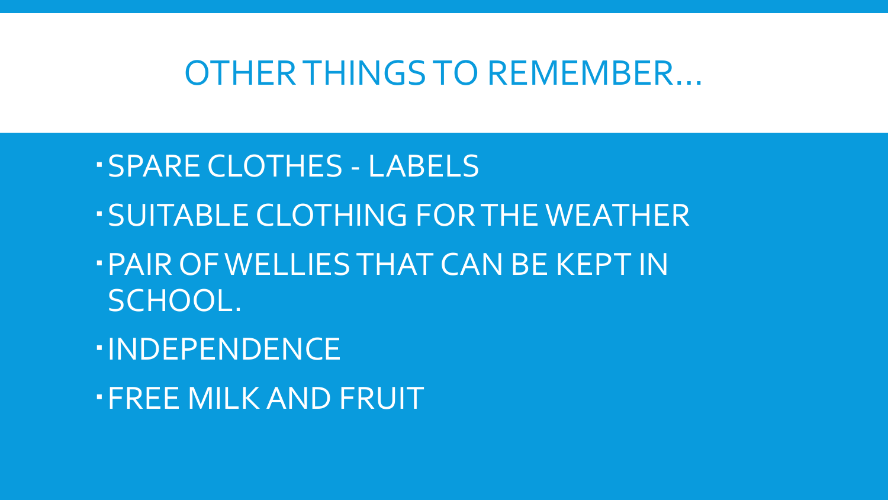# OTHER THINGS TO REMEMBER…

- SPARE CLOTHES - LABELS
- SUITABLE CLOTHING FOR THE WEATHER
- PAIR OF WELLIES THAT CAN BE KEPT IN SCHOOL.
- INDEPENDENCE
- FREE MILK AND FRUIT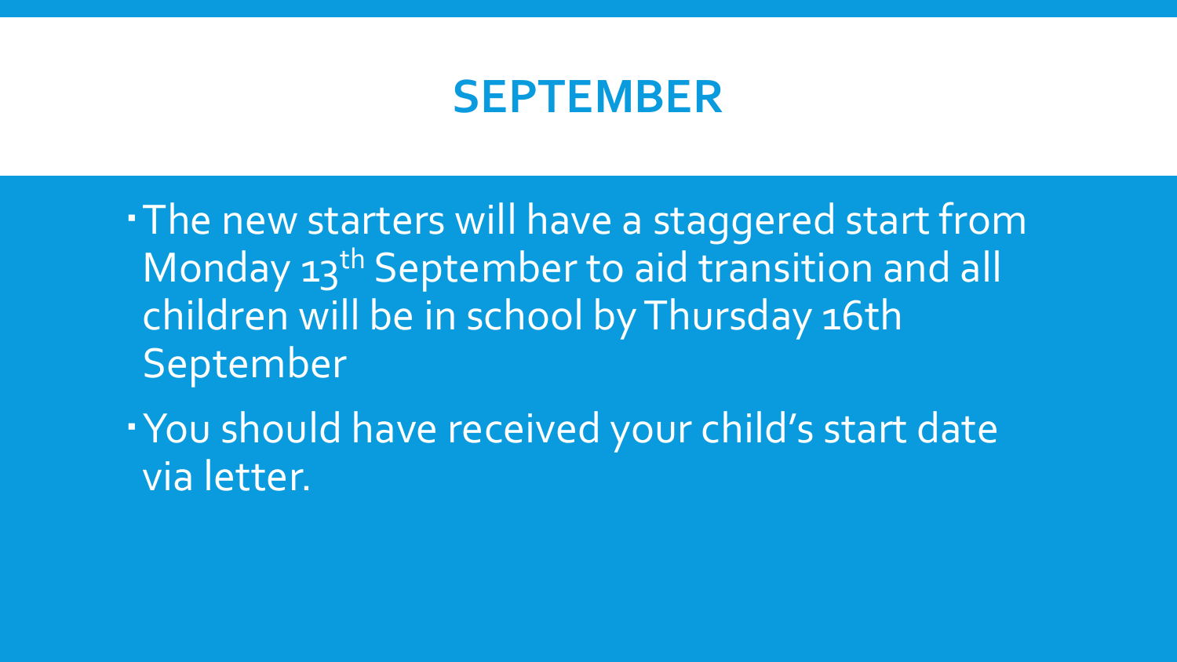# SEPTEMBER

- The new starters will have a staggered start from Monday 13th September to aid transition and all children will be in school by Thursday 16th September
- You should have received your child's start date via letter.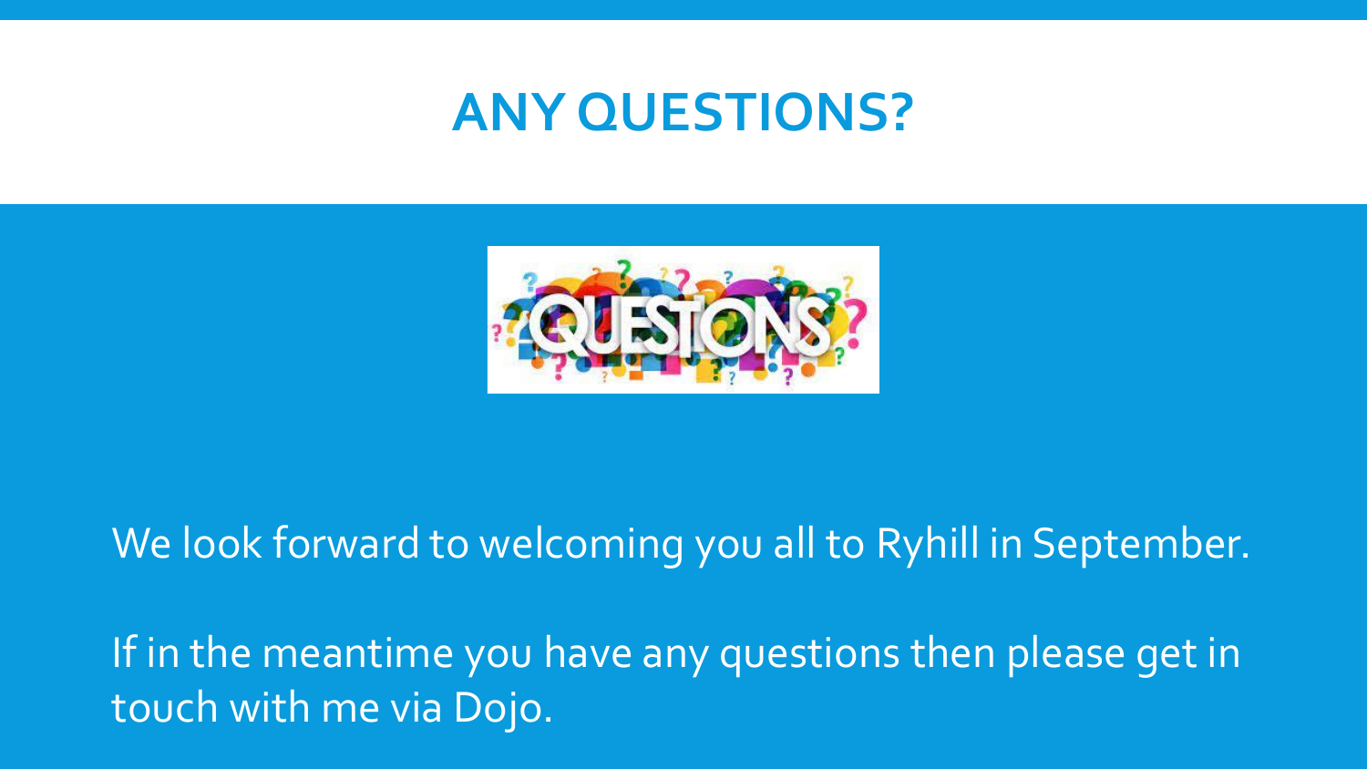# ANY QUESTIONS?

We look forward to welcoming you all to Ryhill in September.

If in the meantime you have any questions then please get in touch with me via Dojo.